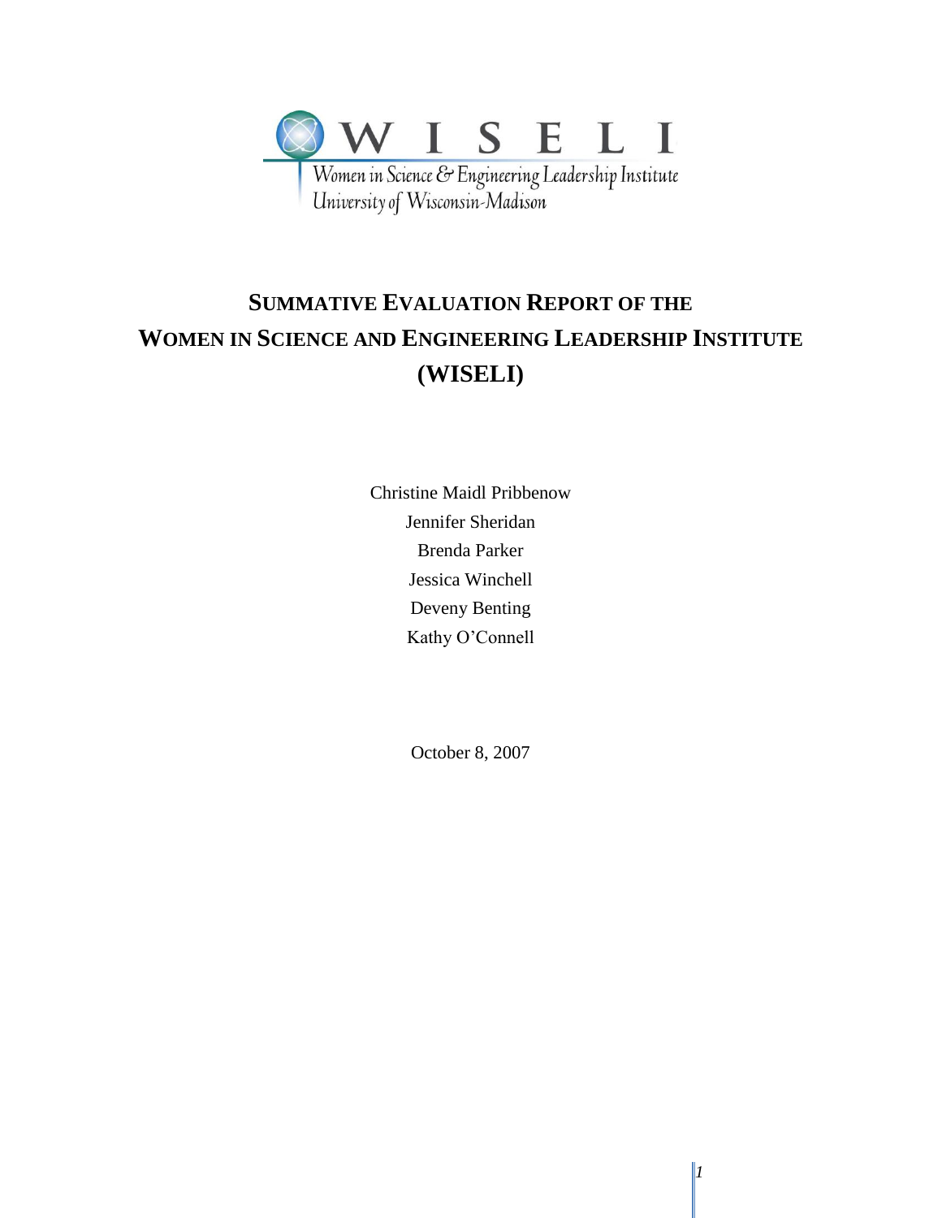WISELI

Women in Science & Engineering Leadership Institute
University of Wisconsin-Madison

# SUMMATIVE EVALUATION REPORT OF THE WOMEN IN SCIENCE AND ENGINEERING LEADERSHIP INSTITUTE (WISELI)

Christine Maidl Pribbenow

Jennifer Sheridan

Brenda Parker

Jessica Winchell

Deveny Benting

Kathy O'Connell

October 8, 2007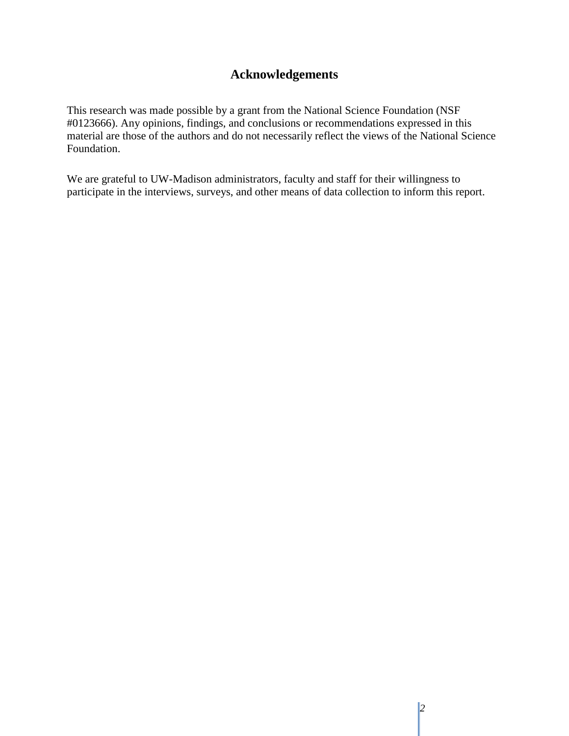## Acknowledgements

This research was made possible by a grant from the National Science Foundation (NSF #0123666). Any opinions, findings, and conclusions or recommendations expressed in this material are those of the authors and do not necessarily reflect the views of the National Science Foundation.

We are grateful to UW-Madison administrators, faculty and staff for their willingness to participate in the interviews, surveys, and other means of data collection to inform this report.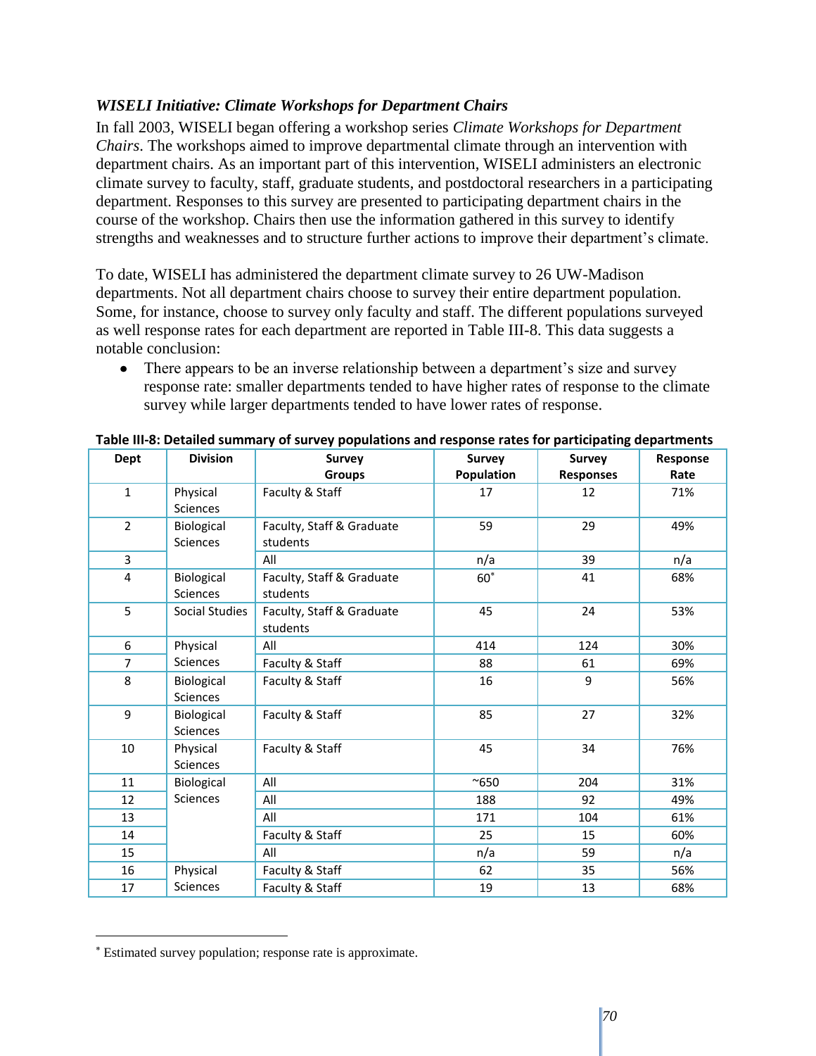### *WISELI Initiative: Climate Workshops for Department Chairs*

In fall 2003, WISELI began offering a workshop series *Climate Workshops for Department Chairs*. The workshops aimed to improve departmental climate through an intervention with department chairs. As an important part of this intervention, WISELI administers an electronic climate survey to faculty, staff, graduate students, and postdoctoral researchers in a participating department. Responses to this survey are presented to participating department chairs in the course of the workshop. Chairs then use the information gathered in this survey to identify strengths and weaknesses and to structure further actions to improve their department's climate.

To date, WISELI has administered the department climate survey to 26 UW-Madison departments. Not all department chairs choose to survey their entire department population. Some, for instance, choose to survey only faculty and staff. The different populations surveyed as well response rates for each department are reported in Table III-8. This data suggests a notable conclusion:

- There appears to be an inverse relationship between a department's size and survey response rate: smaller departments tended to have higher rates of response to the climate survey while larger departments tended to have lower rates of response.

**Table III-8: Detailed summary of survey populations and response rates for participating departments**

| Dept | Division | Survey Groups | Survey Population | Survey Responses | Response Rate |
|---|---|---|---|---|---|
| 1 | Physical Sciences | Faculty & Staff | 17 | 12 | 71% |
| 2 | Biological Sciences | Faculty, Staff & Graduate students | 59 | 29 | 49% |
| 3 | | All | n/a | 39 | n/a |
| 4 | Biological Sciences | Faculty, Staff & Graduate students | 60* | 41 | 68% |
| 5 | Social Studies | Faculty, Staff & Graduate students | 45 | 24 | 53% |
| 6 | Physical Sciences | All | 414 | 124 | 30% |
| 7 | | Faculty & Staff | 88 | 61 | 69% |
| 8 | Biological Sciences | Faculty & Staff | 16 | 9 | 56% |
| 9 | Biological Sciences | Faculty & Staff | 85 | 27 | 32% |
| 10 | Physical Sciences | Faculty & Staff | 45 | 34 | 76% |
| 11 | Biological Sciences | All | ~650 | 204 | 31% |
| 12 | | All | 188 | 92 | 49% |
| 13 | | All | 171 | 104 | 61% |
| 14 | | Faculty & Staff | 25 | 15 | 60% |
| 15 | | All | n/a | 59 | n/a |
| 16 | Physical Sciences | Faculty & Staff | 62 | 35 | 56% |
| 17 | | Faculty & Staff | 19 | 13 | 68% |

* Estimated survey population; response rate is approximate.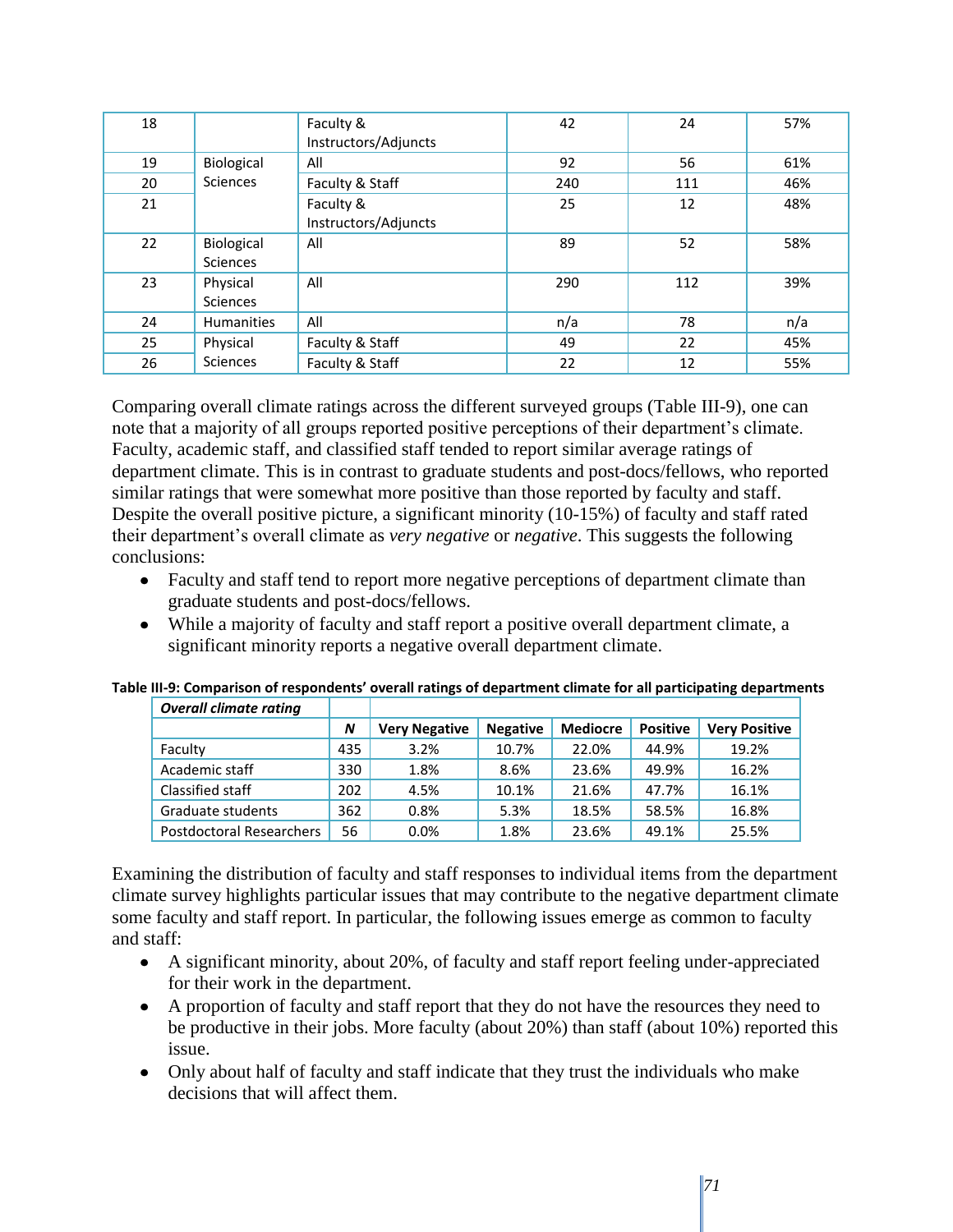| 18 | | Faculty & Instructors/Adjuncts | 42 | 24 | 57% |
|---|---|---|---|---|---|
| 19 | Biological Sciences | All | 92 | 56 | 61% |
| 20 | | Faculty & Staff | 240 | 111 | 46% |
| 21 | | Faculty & Instructors/Adjuncts | 25 | 12 | 48% |
| 22 | Biological Sciences | All | 89 | 52 | 58% |
| 23 | Physical Sciences | All | 290 | 112 | 39% |
| 24 | Humanities | All | n/a | 78 | n/a |
| 25 | Physical Sciences | Faculty & Staff | 49 | 22 | 45% |
| 26 | | Faculty & Staff | 22 | 12 | 55% |

Comparing overall climate ratings across the different surveyed groups (Table III-9), one can note that a majority of all groups reported positive perceptions of their department's climate. Faculty, academic staff, and classified staff tended to report similar average ratings of department climate. This is in contrast to graduate students and post-docs/fellows, who reported similar ratings that were somewhat more positive than those reported by faculty and staff. Despite the overall positive picture, a significant minority (10-15%) of faculty and staff rated their department's overall climate as *very negative* or *negative*. This suggests the following conclusions:

- Faculty and staff tend to report more negative perceptions of department climate than graduate students and post-docs/fellows.
- While a majority of faculty and staff report a positive overall department climate, a significant minority reports a negative overall department climate.

**Table III-9: Comparison of respondents' overall ratings of department climate for all participating departments**

| ***Overall climate rating*** | | | | | | |
|---|---|---|---|---|---|---|
| | ***N*** | **Very Negative** | **Negative** | **Mediocre** | **Positive** | **Very Positive** |
| Faculty | 435 | 3.2% | 10.7% | 22.0% | 44.9% | 19.2% |
| Academic staff | 330 | 1.8% | 8.6% | 23.6% | 49.9% | 16.2% |
| Classified staff | 202 | 4.5% | 10.1% | 21.6% | 47.7% | 16.1% |
| Graduate students | 362 | 0.8% | 5.3% | 18.5% | 58.5% | 16.8% |
| Postdoctoral Researchers | 56 | 0.0% | 1.8% | 23.6% | 49.1% | 25.5% |

Examining the distribution of faculty and staff responses to individual items from the department climate survey highlights particular issues that may contribute to the negative department climate some faculty and staff report. In particular, the following issues emerge as common to faculty and staff:

- A significant minority, about 20%, of faculty and staff report feeling under-appreciated for their work in the department.
- A proportion of faculty and staff report that they do not have the resources they need to be productive in their jobs. More faculty (about 20%) than staff (about 10%) reported this issue.
- Only about half of faculty and staff indicate that they trust the individuals who make decisions that will affect them.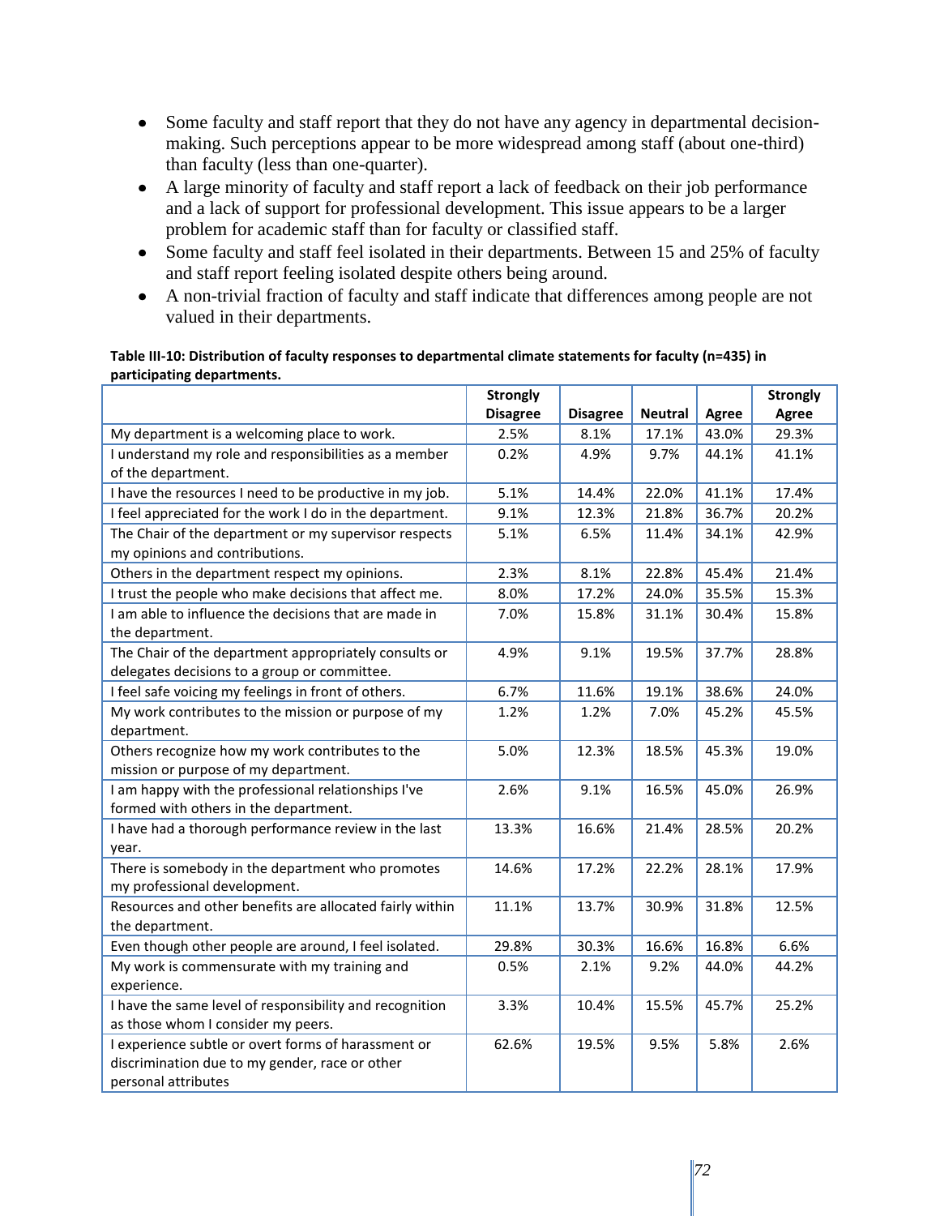- Some faculty and staff report that they do not have any agency in departmental decision-making. Such perceptions appear to be more widespread among staff (about one-third) than faculty (less than one-quarter).
- A large minority of faculty and staff report a lack of feedback on their job performance and a lack of support for professional development. This issue appears to be a larger problem for academic staff than for faculty or classified staff.
- Some faculty and staff feel isolated in their departments. Between 15 and 25% of faculty and staff report feeling isolated despite others being around.
- A non-trivial fraction of faculty and staff indicate that differences among people are not valued in their departments.

**Table III-10: Distribution of faculty responses to departmental climate statements for faculty (n=435) in participating departments.**

| | Strongly Disagree | Disagree | Neutral | Agree | Strongly Agree |
|---|---|---|---|---|---|
| My department is a welcoming place to work. | 2.5% | 8.1% | 17.1% | 43.0% | 29.3% |
| I understand my role and responsibilities as a member of the department. | 0.2% | 4.9% | 9.7% | 44.1% | 41.1% |
| I have the resources I need to be productive in my job. | 5.1% | 14.4% | 22.0% | 41.1% | 17.4% |
| I feel appreciated for the work I do in the department. | 9.1% | 12.3% | 21.8% | 36.7% | 20.2% |
| The Chair of the department or my supervisor respects my opinions and contributions. | 5.1% | 6.5% | 11.4% | 34.1% | 42.9% |
| Others in the department respect my opinions. | 2.3% | 8.1% | 22.8% | 45.4% | 21.4% |
| I trust the people who make decisions that affect me. | 8.0% | 17.2% | 24.0% | 35.5% | 15.3% |
| I am able to influence the decisions that are made in the department. | 7.0% | 15.8% | 31.1% | 30.4% | 15.8% |
| The Chair of the department appropriately consults or delegates decisions to a group or committee. | 4.9% | 9.1% | 19.5% | 37.7% | 28.8% |
| I feel safe voicing my feelings in front of others. | 6.7% | 11.6% | 19.1% | 38.6% | 24.0% |
| My work contributes to the mission or purpose of my department. | 1.2% | 1.2% | 7.0% | 45.2% | 45.5% |
| Others recognize how my work contributes to the mission or purpose of my department. | 5.0% | 12.3% | 18.5% | 45.3% | 19.0% |
| I am happy with the professional relationships I've formed with others in the department. | 2.6% | 9.1% | 16.5% | 45.0% | 26.9% |
| I have had a thorough performance review in the last year. | 13.3% | 16.6% | 21.4% | 28.5% | 20.2% |
| There is somebody in the department who promotes my professional development. | 14.6% | 17.2% | 22.2% | 28.1% | 17.9% |
| Resources and other benefits are allocated fairly within the department. | 11.1% | 13.7% | 30.9% | 31.8% | 12.5% |
| Even though other people are around, I feel isolated. | 29.8% | 30.3% | 16.6% | 16.8% | 6.6% |
| My work is commensurate with my training and experience. | 0.5% | 2.1% | 9.2% | 44.0% | 44.2% |
| I have the same level of responsibility and recognition as those whom I consider my peers. | 3.3% | 10.4% | 15.5% | 45.7% | 25.2% |
| I experience subtle or overt forms of harassment or discrimination due to my gender, race or other personal attributes | 62.6% | 19.5% | 9.5% | 5.8% | 2.6% |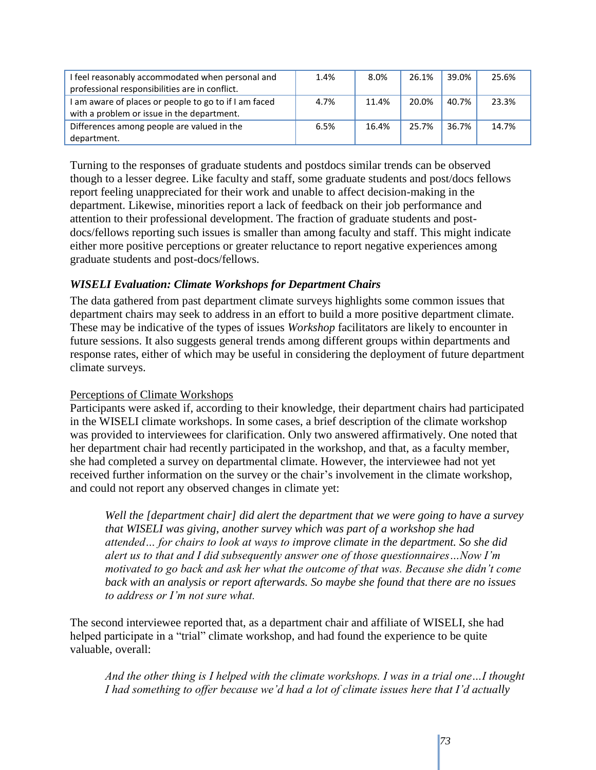| I feel reasonably accommodated when personal and professional responsibilities are in conflict. | 1.4% | 8.0% | 26.1% | 39.0% | 25.6% |
|---|---|---|---|---|---|
| I am aware of places or people to go to if I am faced with a problem or issue in the department. | 4.7% | 11.4% | 20.0% | 40.7% | 23.3% |
| Differences among people are valued in the department. | 6.5% | 16.4% | 25.7% | 36.7% | 14.7% |

Turning to the responses of graduate students and postdocs similar trends can be observed though to a lesser degree. Like faculty and staff, some graduate students and post/docs fellows report feeling unappreciated for their work and unable to affect decision-making in the department. Likewise, minorities report a lack of feedback on their job performance and attention to their professional development. The fraction of graduate students and post-docs/fellows reporting such issues is smaller than among faculty and staff. This might indicate either more positive perceptions or greater reluctance to report negative experiences among graduate students and post-docs/fellows.

### *WISELI Evaluation: Climate Workshops for Department Chairs*

The data gathered from past department climate surveys highlights some common issues that department chairs may seek to address in an effort to build a more positive department climate. These may be indicative of the types of issues *Workshop* facilitators are likely to encounter in future sessions. It also suggests general trends among different groups within departments and response rates, either of which may be useful in considering the deployment of future department climate surveys.

#### Perceptions of Climate Workshops

Participants were asked if, according to their knowledge, their department chairs had participated in the WISELI climate workshops. In some cases, a brief description of the climate workshop was provided to interviewees for clarification. Only two answered affirmatively. One noted that her department chair had recently participated in the workshop, and that, as a faculty member, she had completed a survey on departmental climate. However, the interviewee had not yet received further information on the survey or the chair's involvement in the climate workshop, and could not report any observed changes in climate yet:

> *Well the [department chair] did alert the department that we were going to have a survey that WISELI was giving, another survey which was part of a workshop she had attended… for chairs to look at ways to improve climate in the department. So she did alert us to that and I did subsequently answer one of those questionnaires…Now I'm motivated to go back and ask her what the outcome of that was. Because she didn't come back with an analysis or report afterwards. So maybe she found that there are no issues to address or I'm not sure what.*

The second interviewee reported that, as a department chair and affiliate of WISELI, she had helped participate in a "trial" climate workshop, and had found the experience to be quite valuable, overall:

> *And the other thing is I helped with the climate workshops. I was in a trial one…I thought I had something to offer because we'd had a lot of climate issues here that I'd actually*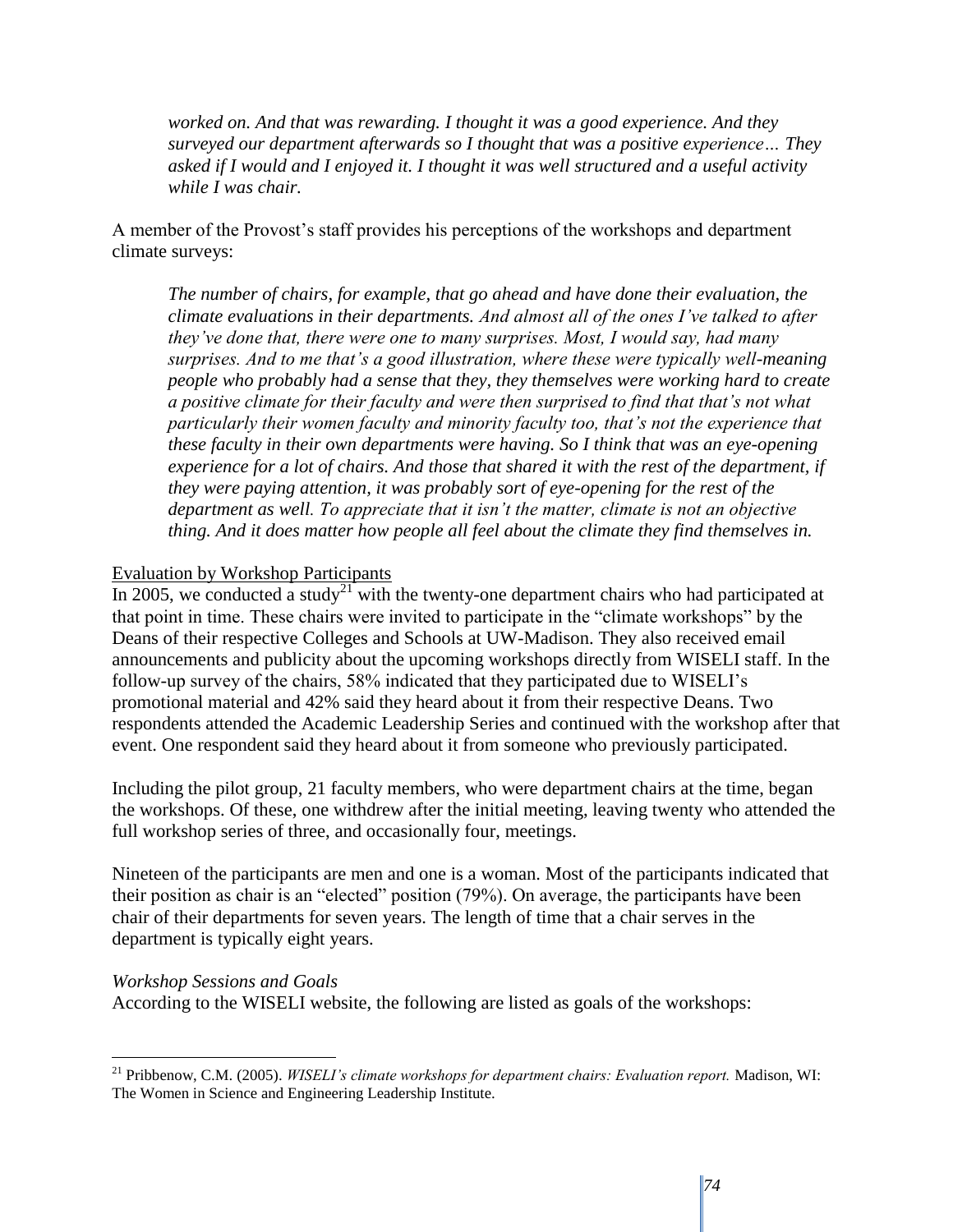*worked on. And that was rewarding. I thought it was a good experience. And they surveyed our department afterwards so I thought that was a positive experience… They asked if I would and I enjoyed it. I thought it was well structured and a useful activity while I was chair.*

A member of the Provost's staff provides his perceptions of the workshops and department climate surveys:

*The number of chairs, for example, that go ahead and have done their evaluation, the climate evaluations in their departments. And almost all of the ones I've talked to after they've done that, there were one to many surprises. Most, I would say, had many surprises. And to me that's a good illustration, where these were typically well-meaning people who probably had a sense that they, they themselves were working hard to create a positive climate for their faculty and were then surprised to find that that's not what particularly their women faculty and minority faculty too, that's not the experience that these faculty in their own departments were having. So I think that was an eye-opening experience for a lot of chairs. And those that shared it with the rest of the department, if they were paying attention, it was probably sort of eye-opening for the rest of the department as well. To appreciate that it isn't the matter, climate is not an objective thing. And it does matter how people all feel about the climate they find themselves in.*

<u>Evaluation by Workshop Participants</u>

In 2005, we conducted a study[21] with the twenty-one department chairs who had participated at that point in time. These chairs were invited to participate in the "climate workshops" by the Deans of their respective Colleges and Schools at UW-Madison. They also received email announcements and publicity about the upcoming workshops directly from WISELI staff. In the follow-up survey of the chairs, 58% indicated that they participated due to WISELI's promotional material and 42% said they heard about it from their respective Deans. Two respondents attended the Academic Leadership Series and continued with the workshop after that event. One respondent said they heard about it from someone who previously participated.

Including the pilot group, 21 faculty members, who were department chairs at the time, began the workshops. Of these, one withdrew after the initial meeting, leaving twenty who attended the full workshop series of three, and occasionally four, meetings.

Nineteen of the participants are men and one is a woman. Most of the participants indicated that their position as chair is an "elected" position (79%). On average, the participants have been chair of their departments for seven years. The length of time that a chair serves in the department is typically eight years.

*Workshop Sessions and Goals*

According to the WISELI website, the following are listed as goals of the workshops:

[21] Pribbenow, C.M. (2005). *WISELI's climate workshops for department chairs: Evaluation report.* Madison, WI: The Women in Science and Engineering Leadership Institute.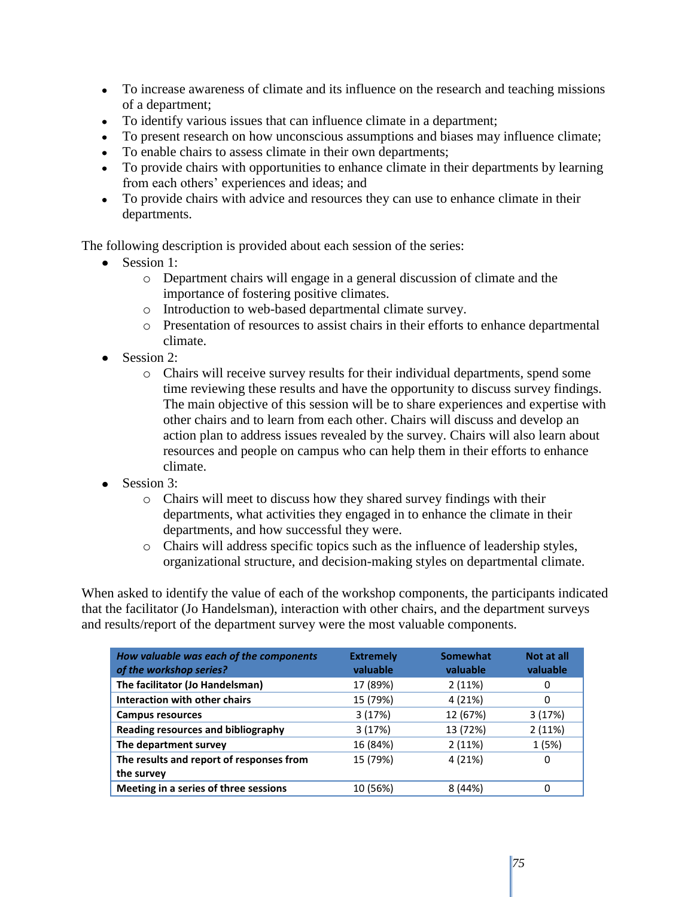- To increase awareness of climate and its influence on the research and teaching missions of a department;
- To identify various issues that can influence climate in a department;
- To present research on how unconscious assumptions and biases may influence climate;
- To enable chairs to assess climate in their own departments;
- To provide chairs with opportunities to enhance climate in their departments by learning from each others' experiences and ideas; and
- To provide chairs with advice and resources they can use to enhance climate in their departments.

The following description is provided about each session of the series:

- Session 1:
  - Department chairs will engage in a general discussion of climate and the importance of fostering positive climates.
  - Introduction to web-based departmental climate survey.
  - Presentation of resources to assist chairs in their efforts to enhance departmental climate.
- Session 2:
  - Chairs will receive survey results for their individual departments, spend some time reviewing these results and have the opportunity to discuss survey findings. The main objective of this session will be to share experiences and expertise with other chairs and to learn from each other. Chairs will discuss and develop an action plan to address issues revealed by the survey. Chairs will also learn about resources and people on campus who can help them in their efforts to enhance climate.
- Session 3:
  - Chairs will meet to discuss how they shared survey findings with their departments, what activities they engaged in to enhance the climate in their departments, and how successful they were.
  - Chairs will address specific topics such as the influence of leadership styles, organizational structure, and decision-making styles on departmental climate.

When asked to identify the value of each of the workshop components, the participants indicated that the facilitator (Jo Handelsman), interaction with other chairs, and the department surveys and results/report of the department survey were the most valuable components.

| *How valuable was each of the components of the workshop series?* | Extremely valuable | Somewhat valuable | Not at all valuable |
|---|---|---|---|
| **The facilitator (Jo Handelsman)** | 17 (89%) | 2 (11%) | 0 |
| **Interaction with other chairs** | 15 (79%) | 4 (21%) | 0 |
| **Campus resources** | 3 (17%) | 12 (67%) | 3 (17%) |
| **Reading resources and bibliography** | 3 (17%) | 13 (72%) | 2 (11%) |
| **The department survey** | 16 (84%) | 2 (11%) | 1 (5%) |
| **The results and report of responses from the survey** | 15 (79%) | 4 (21%) | 0 |
| **Meeting in a series of three sessions** | 10 (56%) | 8 (44%) | 0 |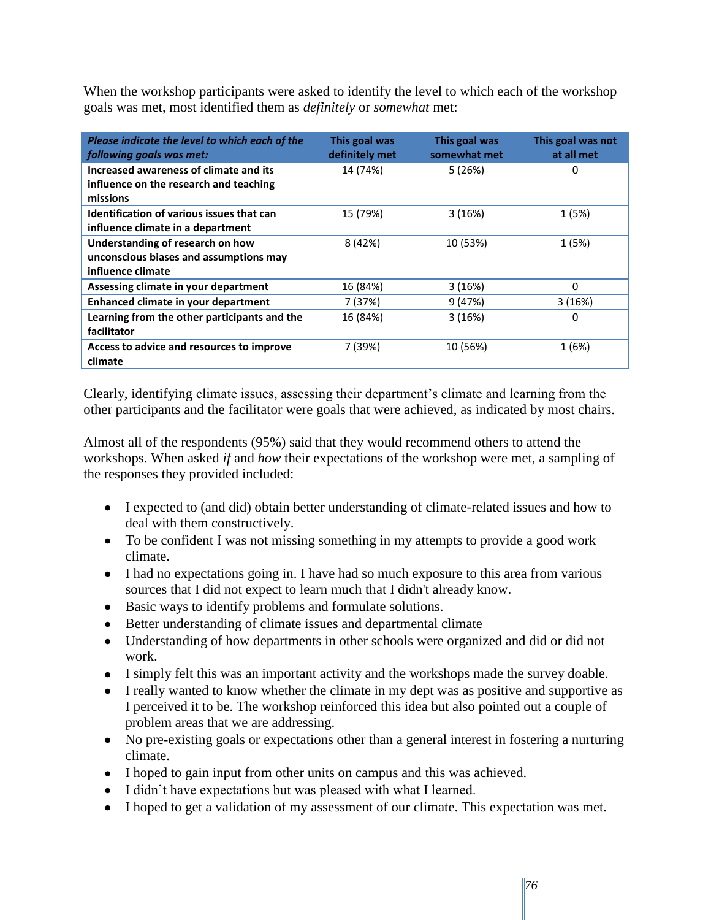When the workshop participants were asked to identify the level to which each of the workshop goals was met, most identified them as *definitely* or *somewhat* met:

| *Please indicate the level to which each of the following goals was met:* | This goal was definitely met | This goal was somewhat met | This goal was not at all met |
|---|---|---|---|
| **Increased awareness of climate and its influence on the research and teaching missions** | 14 (74%) | 5 (26%) | 0 |
| **Identification of various issues that can influence climate in a department** | 15 (79%) | 3 (16%) | 1 (5%) |
| **Understanding of research on how unconscious biases and assumptions may influence climate** | 8 (42%) | 10 (53%) | 1 (5%) |
| **Assessing climate in your department** | 16 (84%) | 3 (16%) | 0 |
| **Enhanced climate in your department** | 7 (37%) | 9 (47%) | 3 (16%) |
| **Learning from the other participants and the facilitator** | 16 (84%) | 3 (16%) | 0 |
| **Access to advice and resources to improve climate** | 7 (39%) | 10 (56%) | 1 (6%) |

Clearly, identifying climate issues, assessing their department's climate and learning from the other participants and the facilitator were goals that were achieved, as indicated by most chairs.

Almost all of the respondents (95%) said that they would recommend others to attend the workshops. When asked *if* and *how* their expectations of the workshop were met, a sampling of the responses they provided included:

- I expected to (and did) obtain better understanding of climate-related issues and how to deal with them constructively.
- To be confident I was not missing something in my attempts to provide a good work climate.
- I had no expectations going in. I have had so much exposure to this area from various sources that I did not expect to learn much that I didn't already know.
- Basic ways to identify problems and formulate solutions.
- Better understanding of climate issues and departmental climate
- Understanding of how departments in other schools were organized and did or did not work.
- I simply felt this was an important activity and the workshops made the survey doable.
- I really wanted to know whether the climate in my dept was as positive and supportive as I perceived it to be. The workshop reinforced this idea but also pointed out a couple of problem areas that we are addressing.
- No pre-existing goals or expectations other than a general interest in fostering a nurturing climate.
- I hoped to gain input from other units on campus and this was achieved.
- I didn't have expectations but was pleased with what I learned.
- I hoped to get a validation of my assessment of our climate. This expectation was met.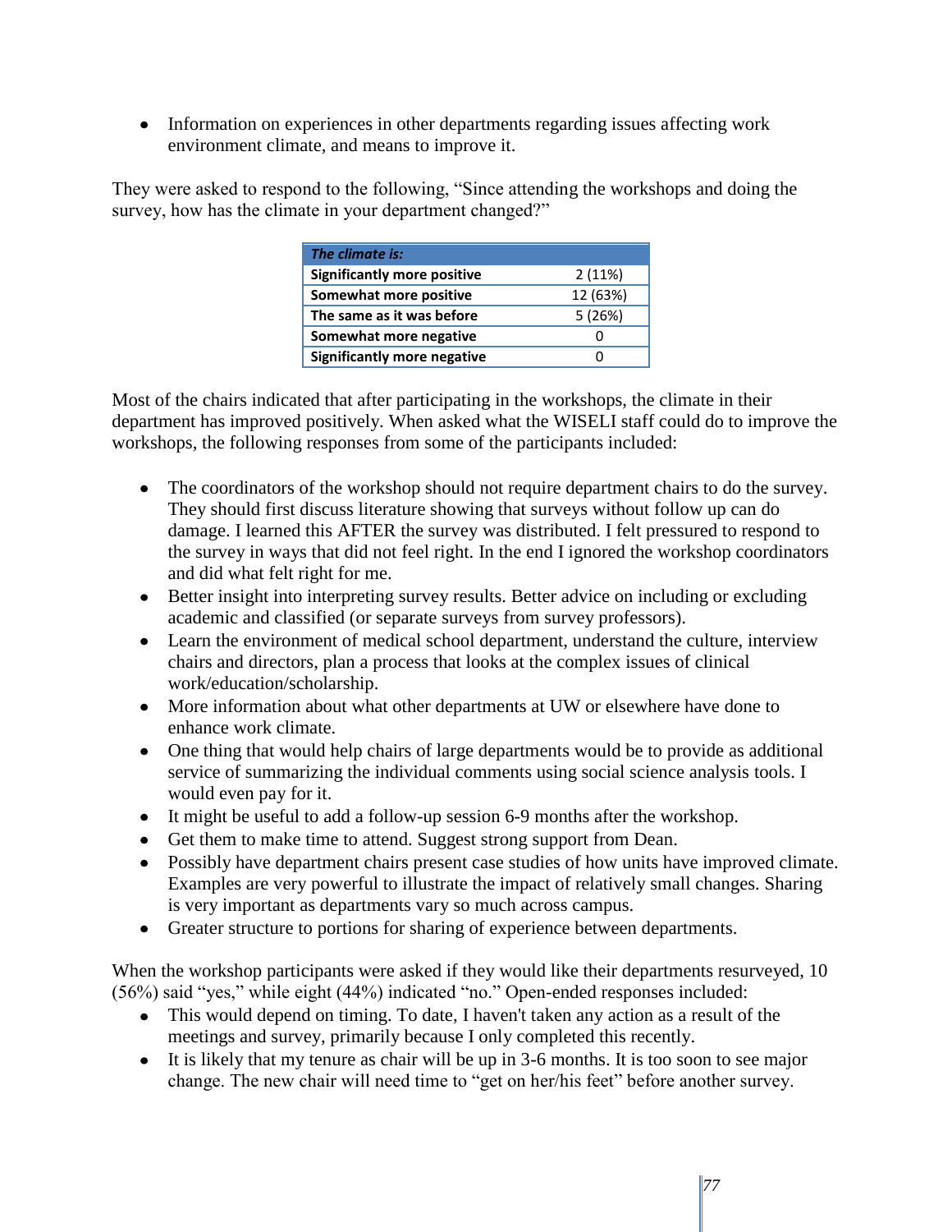- Information on experiences in other departments regarding issues affecting work environment climate, and means to improve it.

They were asked to respond to the following, "Since attending the workshops and doing the survey, how has the climate in your department changed?"

| ***The climate is:*** | |
|---|---|
| **Significantly more positive** | 2 (11%) |
| **Somewhat more positive** | 12 (63%) |
| **The same as it was before** | 5 (26%) |
| **Somewhat more negative** | 0 |
| **Significantly more negative** | 0 |

Most of the chairs indicated that after participating in the workshops, the climate in their department has improved positively. When asked what the WISELI staff could do to improve the workshops, the following responses from some of the participants included:

- The coordinators of the workshop should not require department chairs to do the survey. They should first discuss literature showing that surveys without follow up can do damage. I learned this AFTER the survey was distributed. I felt pressured to respond to the survey in ways that did not feel right. In the end I ignored the workshop coordinators and did what felt right for me.
- Better insight into interpreting survey results. Better advice on including or excluding academic and classified (or separate surveys from survey professors).
- Learn the environment of medical school department, understand the culture, interview chairs and directors, plan a process that looks at the complex issues of clinical work/education/scholarship.
- More information about what other departments at UW or elsewhere have done to enhance work climate.
- One thing that would help chairs of large departments would be to provide as additional service of summarizing the individual comments using social science analysis tools. I would even pay for it.
- It might be useful to add a follow-up session 6-9 months after the workshop.
- Get them to make time to attend. Suggest strong support from Dean.
- Possibly have department chairs present case studies of how units have improved climate. Examples are very powerful to illustrate the impact of relatively small changes. Sharing is very important as departments vary so much across campus.
- Greater structure to portions for sharing of experience between departments.

When the workshop participants were asked if they would like their departments resurveyed, 10 (56%) said "yes," while eight (44%) indicated "no." Open-ended responses included:

- This would depend on timing. To date, I haven't taken any action as a result of the meetings and survey, primarily because I only completed this recently.
- It is likely that my tenure as chair will be up in 3-6 months. It is too soon to see major change. The new chair will need time to "get on her/his feet" before another survey.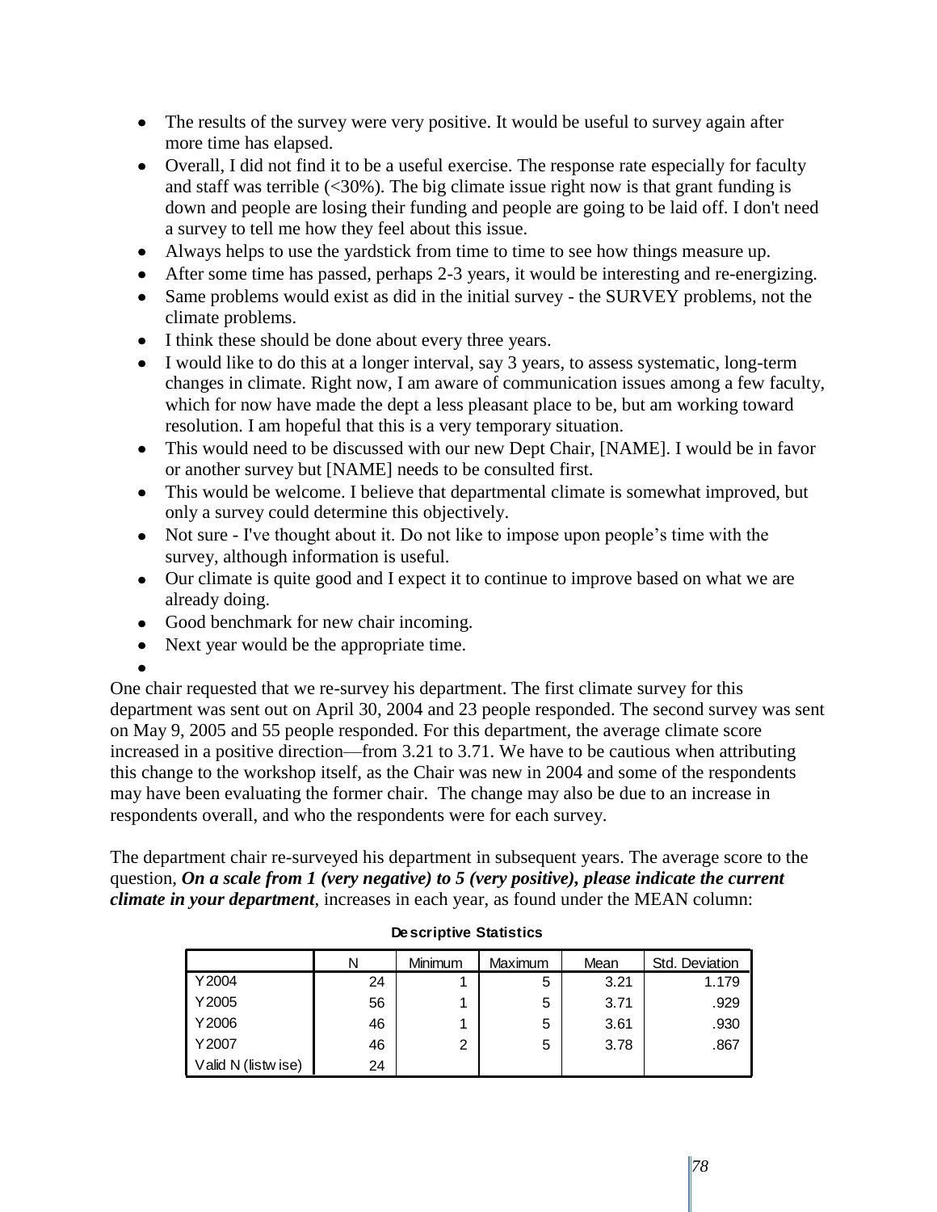- The results of the survey were very positive. It would be useful to survey again after more time has elapsed.
- Overall, I did not find it to be a useful exercise. The response rate especially for faculty and staff was terrible (<30%). The big climate issue right now is that grant funding is down and people are losing their funding and people are going to be laid off. I don't need a survey to tell me how they feel about this issue.
- Always helps to use the yardstick from time to time to see how things measure up.
- After some time has passed, perhaps 2-3 years, it would be interesting and re-energizing.
- Same problems would exist as did in the initial survey - the SURVEY problems, not the climate problems.
- I think these should be done about every three years.
- I would like to do this at a longer interval, say 3 years, to assess systematic, long-term changes in climate. Right now, I am aware of communication issues among a few faculty, which for now have made the dept a less pleasant place to be, but am working toward resolution. I am hopeful that this is a very temporary situation.
- This would need to be discussed with our new Dept Chair, [NAME]. I would be in favor or another survey but [NAME] needs to be consulted first.
- This would be welcome. I believe that departmental climate is somewhat improved, but only a survey could determine this objectively.
- Not sure - I've thought about it. Do not like to impose upon people's time with the survey, although information is useful.
- Our climate is quite good and I expect it to continue to improve based on what we are already doing.
- Good benchmark for new chair incoming.
- Next year would be the appropriate time.

One chair requested that we re-survey his department. The first climate survey for this department was sent out on April 30, 2004 and 23 people responded. The second survey was sent on May 9, 2005 and 55 people responded. For this department, the average climate score increased in a positive direction—from 3.21 to 3.71. We have to be cautious when attributing this change to the workshop itself, as the Chair was new in 2004 and some of the respondents may have been evaluating the former chair. The change may also be due to an increase in respondents overall, and who the respondents were for each survey.

The department chair re-surveyed his department in subsequent years. The average score to the question, ***On a scale from 1 (very negative) to 5 (very positive), please indicate the current climate in your department***, increases in each year, as found under the MEAN column:

**Descriptive Statistics**

| | N | Minimum | Maximum | Mean | Std. Deviation |
|---|---|---|---|---|---|
| Y2004 | 24 | 1 | 5 | 3.21 | 1.179 |
| Y2005 | 56 | 1 | 5 | 3.71 | .929 |
| Y2006 | 46 | 1 | 5 | 3.61 | .930 |
| Y2007 | 46 | 2 | 5 | 3.78 | .867 |
| Valid N (listwise) | 24 | | | | |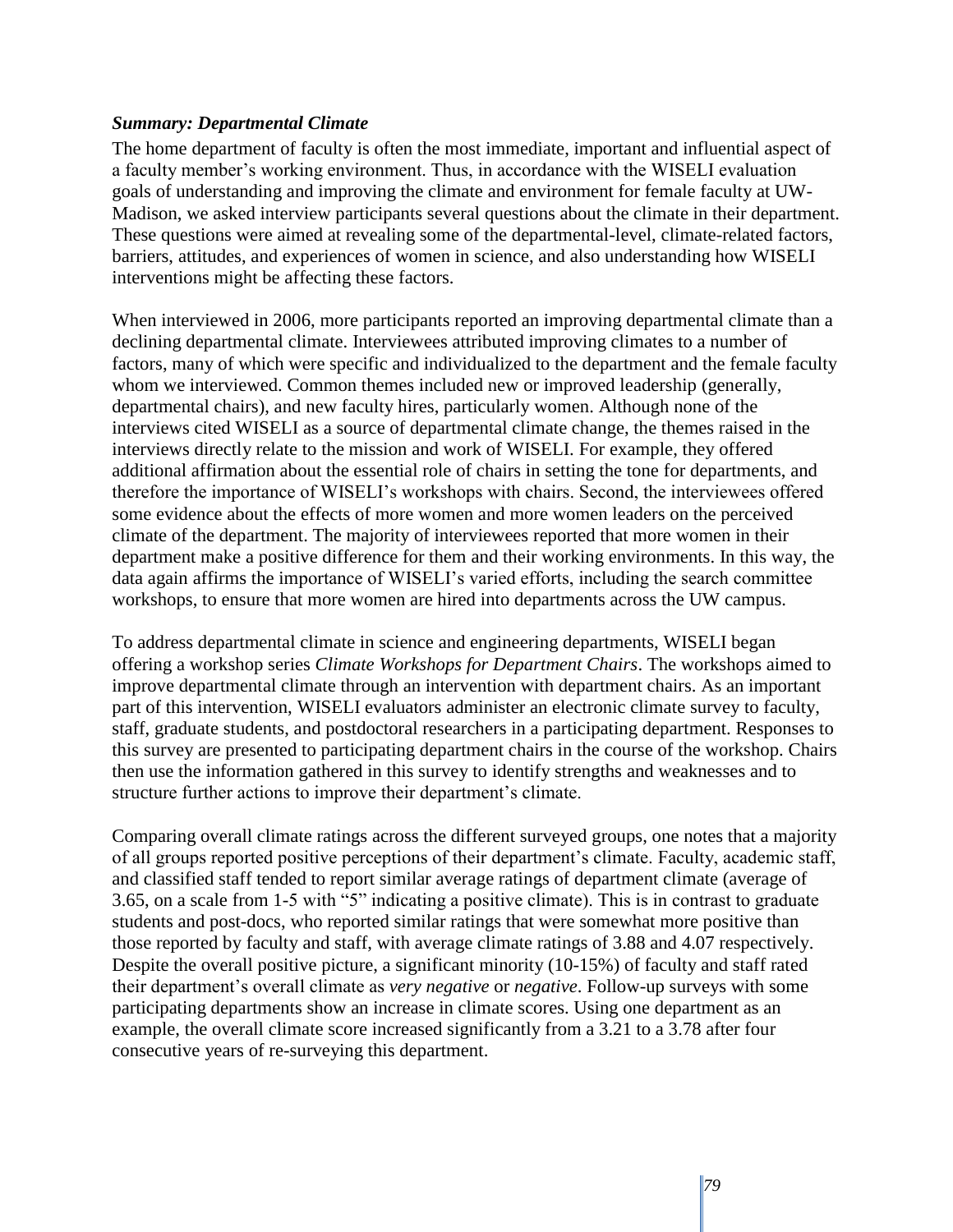***Summary: Departmental Climate***

The home department of faculty is often the most immediate, important and influential aspect of a faculty member's working environment. Thus, in accordance with the WISELI evaluation goals of understanding and improving the climate and environment for female faculty at UW-Madison, we asked interview participants several questions about the climate in their department. These questions were aimed at revealing some of the departmental-level, climate-related factors, barriers, attitudes, and experiences of women in science, and also understanding how WISELI interventions might be affecting these factors.

When interviewed in 2006, more participants reported an improving departmental climate than a declining departmental climate. Interviewees attributed improving climates to a number of factors, many of which were specific and individualized to the department and the female faculty whom we interviewed. Common themes included new or improved leadership (generally, departmental chairs), and new faculty hires, particularly women. Although none of the interviews cited WISELI as a source of departmental climate change, the themes raised in the interviews directly relate to the mission and work of WISELI. For example, they offered additional affirmation about the essential role of chairs in setting the tone for departments, and therefore the importance of WISELI's workshops with chairs. Second, the interviewees offered some evidence about the effects of more women and more women leaders on the perceived climate of the department. The majority of interviewees reported that more women in their department make a positive difference for them and their working environments. In this way, the data again affirms the importance of WISELI's varied efforts, including the search committee workshops, to ensure that more women are hired into departments across the UW campus.

To address departmental climate in science and engineering departments, WISELI began offering a workshop series *Climate Workshops for Department Chairs*. The workshops aimed to improve departmental climate through an intervention with department chairs. As an important part of this intervention, WISELI evaluators administer an electronic climate survey to faculty, staff, graduate students, and postdoctoral researchers in a participating department. Responses to this survey are presented to participating department chairs in the course of the workshop. Chairs then use the information gathered in this survey to identify strengths and weaknesses and to structure further actions to improve their department's climate.

Comparing overall climate ratings across the different surveyed groups, one notes that a majority of all groups reported positive perceptions of their department's climate. Faculty, academic staff, and classified staff tended to report similar average ratings of department climate (average of 3.65, on a scale from 1-5 with "5" indicating a positive climate). This is in contrast to graduate students and post-docs, who reported similar ratings that were somewhat more positive than those reported by faculty and staff, with average climate ratings of 3.88 and 4.07 respectively. Despite the overall positive picture, a significant minority (10-15%) of faculty and staff rated their department's overall climate as *very negative* or *negative*. Follow-up surveys with some participating departments show an increase in climate scores. Using one department as an example, the overall climate score increased significantly from a 3.21 to a 3.78 after four consecutive years of re-surveying this department.